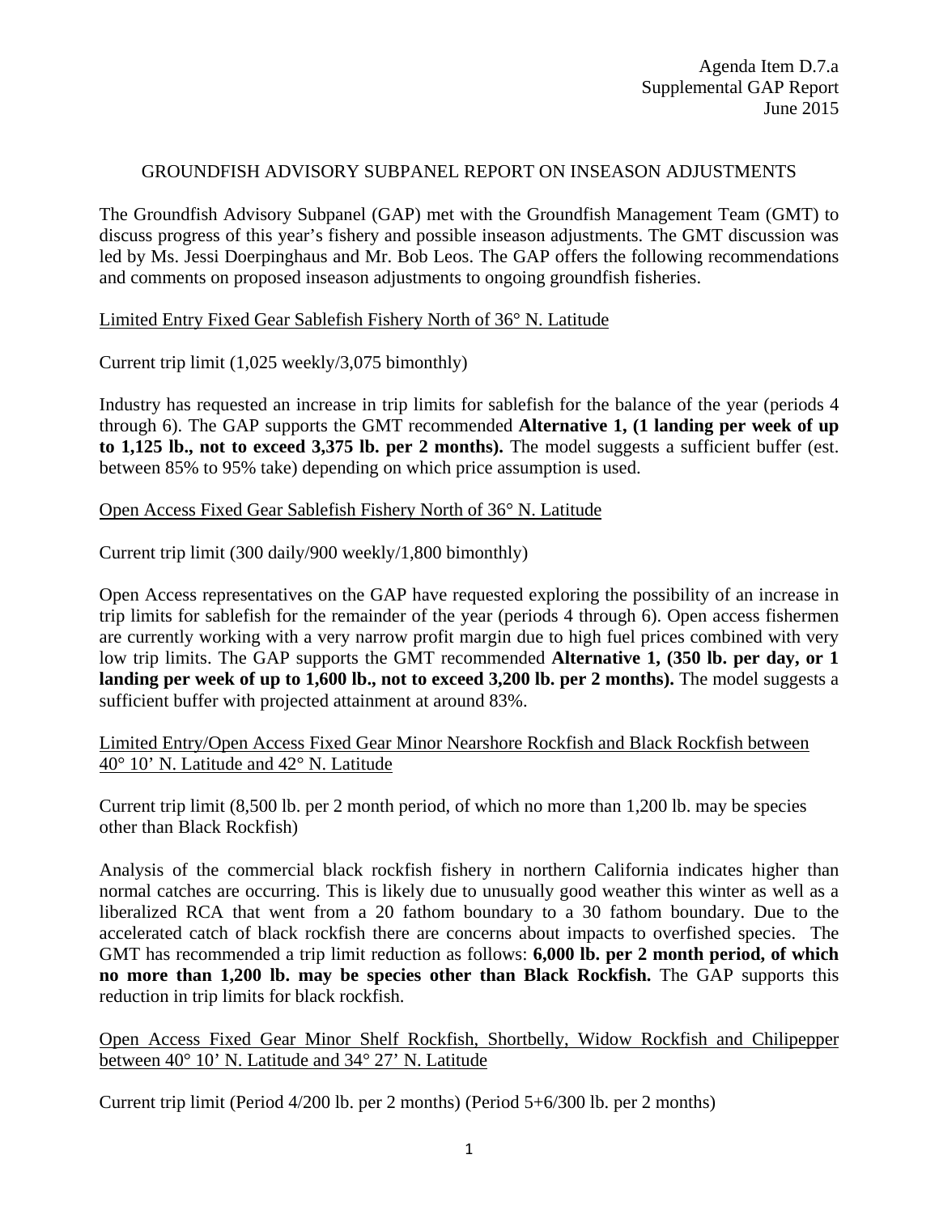Agenda Item D.7.a
Supplemental GAP Report
June 2015

# GROUNDFISH ADVISORY SUBPANEL REPORT ON INSEASON ADJUSTMENTS

The Groundfish Advisory Subpanel (GAP) met with the Groundfish Management Team (GMT) to discuss progress of this year's fishery and possible inseason adjustments. The GMT discussion was led by Ms. Jessi Doerpinghaus and Mr. Bob Leos. The GAP offers the following recommendations and comments on proposed inseason adjustments to ongoing groundfish fisheries.

## Limited Entry Fixed Gear Sablefish Fishery North of 36° N. Latitude

Current trip limit (1,025 weekly/3,075 bimonthly)

Industry has requested an increase in trip limits for sablefish for the balance of the year (periods 4 through 6). The GAP supports the GMT recommended **Alternative 1, (1 landing per week of up to 1,125 lb., not to exceed 3,375 lb. per 2 months).** The model suggests a sufficient buffer (est. between 85% to 95% take) depending on which price assumption is used.

## Open Access Fixed Gear Sablefish Fishery North of 36° N. Latitude

Current trip limit (300 daily/900 weekly/1,800 bimonthly)

Open Access representatives on the GAP have requested exploring the possibility of an increase in trip limits for sablefish for the remainder of the year (periods 4 through 6). Open access fishermen are currently working with a very narrow profit margin due to high fuel prices combined with very low trip limits. The GAP supports the GMT recommended **Alternative 1, (350 lb. per day, or 1 landing per week of up to 1,600 lb., not to exceed 3,200 lb. per 2 months).** The model suggests a sufficient buffer with projected attainment at around 83%.

## Limited Entry/Open Access Fixed Gear Minor Nearshore Rockfish and Black Rockfish between 40° 10' N. Latitude and 42° N. Latitude

Current trip limit (8,500 lb. per 2 month period, of which no more than 1,200 lb. may be species other than Black Rockfish)

Analysis of the commercial black rockfish fishery in northern California indicates higher than normal catches are occurring. This is likely due to unusually good weather this winter as well as a liberalized RCA that went from a 20 fathom boundary to a 30 fathom boundary. Due to the accelerated catch of black rockfish there are concerns about impacts to overfished species. The GMT has recommended a trip limit reduction as follows: **6,000 lb. per 2 month period, of which no more than 1,200 lb. may be species other than Black Rockfish.** The GAP supports this reduction in trip limits for black rockfish.

## Open Access Fixed Gear Minor Shelf Rockfish, Shortbelly, Widow Rockfish and Chilipepper between 40° 10' N. Latitude and 34° 27' N. Latitude

Current trip limit (Period 4/200 lb. per 2 months) (Period 5+6/300 lb. per 2 months)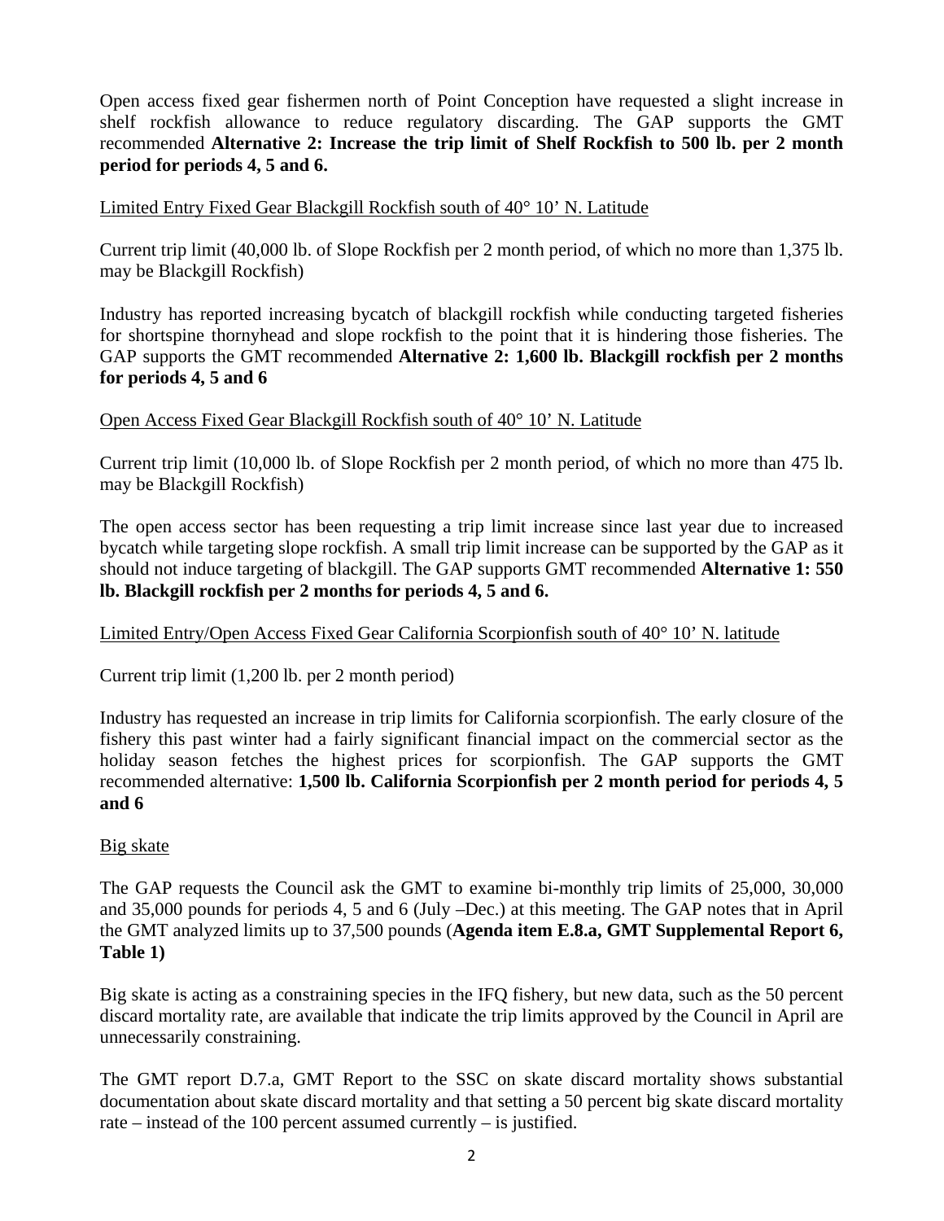Open access fixed gear fishermen north of Point Conception have requested a slight increase in shelf rockfish allowance to reduce regulatory discarding. The GAP supports the GMT recommended **Alternative 2: Increase the trip limit of Shelf Rockfish to 500 lb. per 2 month period for periods 4, 5 and 6.**

<u>Limited Entry Fixed Gear Blackgill Rockfish south of 40° 10' N. Latitude</u>

Current trip limit (40,000 lb. of Slope Rockfish per 2 month period, of which no more than 1,375 lb. may be Blackgill Rockfish)

Industry has reported increasing bycatch of blackgill rockfish while conducting targeted fisheries for shortspine thornyhead and slope rockfish to the point that it is hindering those fisheries. The GAP supports the GMT recommended **Alternative 2: 1,600 lb. Blackgill rockfish per 2 months for periods 4, 5 and 6**

<u>Open Access Fixed Gear Blackgill Rockfish south of 40° 10' N. Latitude</u>

Current trip limit (10,000 lb. of Slope Rockfish per 2 month period, of which no more than 475 lb. may be Blackgill Rockfish)

The open access sector has been requesting a trip limit increase since last year due to increased bycatch while targeting slope rockfish. A small trip limit increase can be supported by the GAP as it should not induce targeting of blackgill. The GAP supports GMT recommended **Alternative 1: 550 lb. Blackgill rockfish per 2 months for periods 4, 5 and 6.**

<u>Limited Entry/Open Access Fixed Gear California Scorpionfish south of 40° 10' N. latitude</u>

Current trip limit (1,200 lb. per 2 month period)

Industry has requested an increase in trip limits for California scorpionfish. The early closure of the fishery this past winter had a fairly significant financial impact on the commercial sector as the holiday season fetches the highest prices for scorpionfish. The GAP supports the GMT recommended alternative: **1,500 lb. California Scorpionfish per 2 month period for periods 4, 5 and 6**

<u>Big skate</u>

The GAP requests the Council ask the GMT to examine bi-monthly trip limits of 25,000, 30,000 and 35,000 pounds for periods 4, 5 and 6 (July –Dec.) at this meeting. The GAP notes that in April the GMT analyzed limits up to 37,500 pounds (**Agenda item E.8.a, GMT Supplemental Report 6, Table 1)**

Big skate is acting as a constraining species in the IFQ fishery, but new data, such as the 50 percent discard mortality rate, are available that indicate the trip limits approved by the Council in April are unnecessarily constraining.

The GMT report D.7.a, GMT Report to the SSC on skate discard mortality shows substantial documentation about skate discard mortality and that setting a 50 percent big skate discard mortality rate – instead of the 100 percent assumed currently – is justified.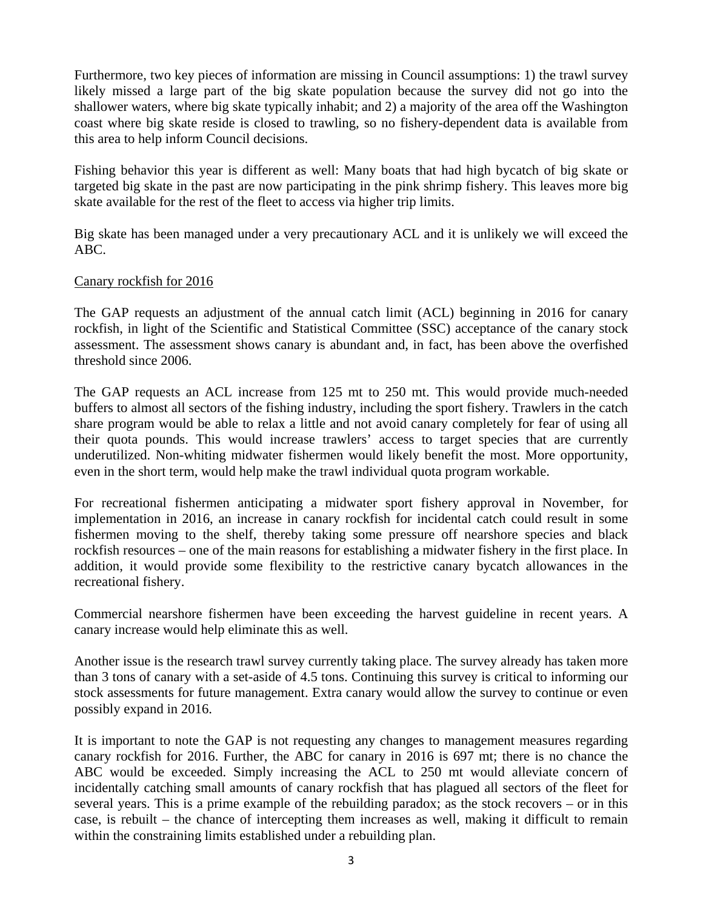Furthermore, two key pieces of information are missing in Council assumptions: 1) the trawl survey likely missed a large part of the big skate population because the survey did not go into the shallower waters, where big skate typically inhabit; and 2) a majority of the area off the Washington coast where big skate reside is closed to trawling, so no fishery-dependent data is available from this area to help inform Council decisions.

Fishing behavior this year is different as well: Many boats that had high bycatch of big skate or targeted big skate in the past are now participating in the pink shrimp fishery. This leaves more big skate available for the rest of the fleet to access via higher trip limits.

Big skate has been managed under a very precautionary ACL and it is unlikely we will exceed the ABC.

<u>Canary rockfish for 2016</u>

The GAP requests an adjustment of the annual catch limit (ACL) beginning in 2016 for canary rockfish, in light of the Scientific and Statistical Committee (SSC) acceptance of the canary stock assessment. The assessment shows canary is abundant and, in fact, has been above the overfished threshold since 2006.

The GAP requests an ACL increase from 125 mt to 250 mt. This would provide much-needed buffers to almost all sectors of the fishing industry, including the sport fishery. Trawlers in the catch share program would be able to relax a little and not avoid canary completely for fear of using all their quota pounds. This would increase trawlers' access to target species that are currently underutilized. Non-whiting midwater fishermen would likely benefit the most. More opportunity, even in the short term, would help make the trawl individual quota program workable.

For recreational fishermen anticipating a midwater sport fishery approval in November, for implementation in 2016, an increase in canary rockfish for incidental catch could result in some fishermen moving to the shelf, thereby taking some pressure off nearshore species and black rockfish resources – one of the main reasons for establishing a midwater fishery in the first place. In addition, it would provide some flexibility to the restrictive canary bycatch allowances in the recreational fishery.

Commercial nearshore fishermen have been exceeding the harvest guideline in recent years. A canary increase would help eliminate this as well.

Another issue is the research trawl survey currently taking place. The survey already has taken more than 3 tons of canary with a set-aside of 4.5 tons. Continuing this survey is critical to informing our stock assessments for future management. Extra canary would allow the survey to continue or even possibly expand in 2016.

It is important to note the GAP is not requesting any changes to management measures regarding canary rockfish for 2016. Further, the ABC for canary in 2016 is 697 mt; there is no chance the ABC would be exceeded. Simply increasing the ACL to 250 mt would alleviate concern of incidentally catching small amounts of canary rockfish that has plagued all sectors of the fleet for several years. This is a prime example of the rebuilding paradox; as the stock recovers – or in this case, is rebuilt – the chance of intercepting them increases as well, making it difficult to remain within the constraining limits established under a rebuilding plan.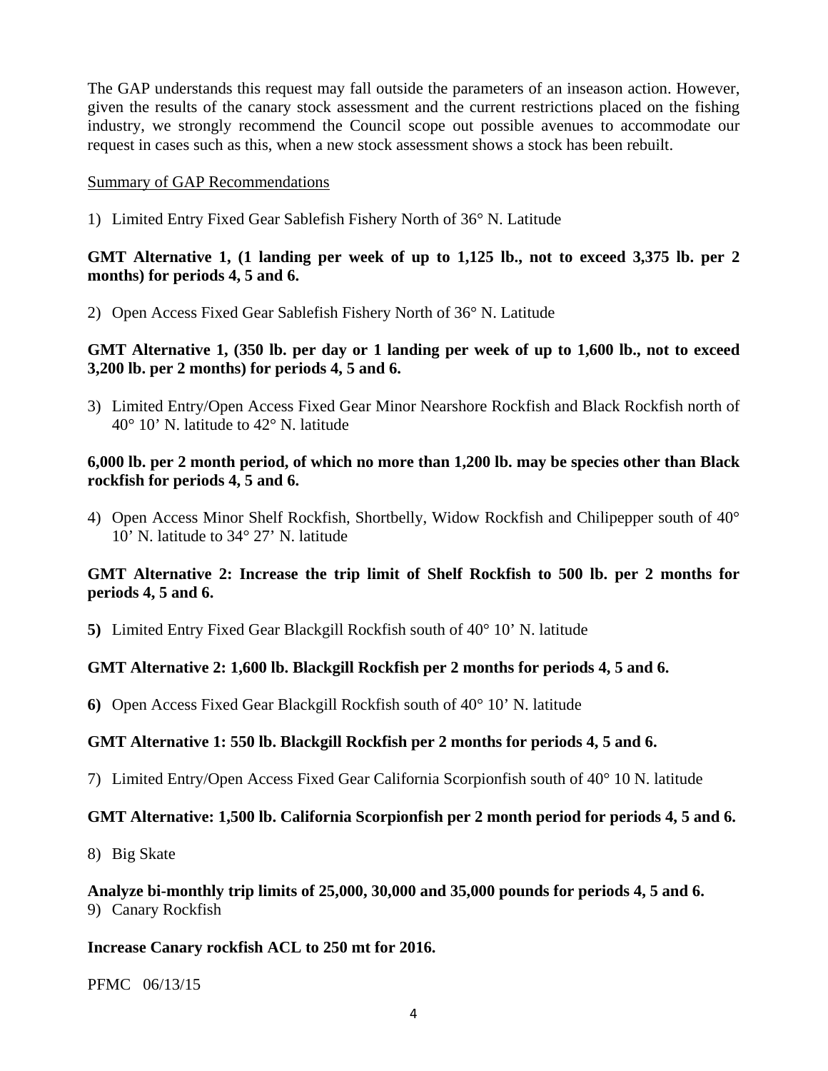The GAP understands this request may fall outside the parameters of an inseason action. However, given the results of the canary stock assessment and the current restrictions placed on the fishing industry, we strongly recommend the Council scope out possible avenues to accommodate our request in cases such as this, when a new stock assessment shows a stock has been rebuilt.

Summary of GAP Recommendations

1) Limited Entry Fixed Gear Sablefish Fishery North of 36° N. Latitude

**GMT Alternative 1, (1 landing per week of up to 1,125 lb., not to exceed 3,375 lb. per 2 months) for periods 4, 5 and 6.**

2) Open Access Fixed Gear Sablefish Fishery North of 36° N. Latitude

**GMT Alternative 1, (350 lb. per day or 1 landing per week of up to 1,600 lb., not to exceed 3,200 lb. per 2 months) for periods 4, 5 and 6.**

3) Limited Entry/Open Access Fixed Gear Minor Nearshore Rockfish and Black Rockfish north of 40° 10' N. latitude to 42° N. latitude

**6,000 lb. per 2 month period, of which no more than 1,200 lb. may be species other than Black rockfish for periods 4, 5 and 6.**

4) Open Access Minor Shelf Rockfish, Shortbelly, Widow Rockfish and Chilipepper south of 40° 10' N. latitude to 34° 27' N. latitude

**GMT Alternative 2: Increase the trip limit of Shelf Rockfish to 500 lb. per 2 months for periods 4, 5 and 6.**

**5)** Limited Entry Fixed Gear Blackgill Rockfish south of 40° 10' N. latitude

**GMT Alternative 2: 1,600 lb. Blackgill Rockfish per 2 months for periods 4, 5 and 6.**

**6)** Open Access Fixed Gear Blackgill Rockfish south of 40° 10' N. latitude

**GMT Alternative 1: 550 lb. Blackgill Rockfish per 2 months for periods 4, 5 and 6.**

7) Limited Entry/Open Access Fixed Gear California Scorpionfish south of 40° 10 N. latitude

**GMT Alternative: 1,500 lb. California Scorpionfish per 2 month period for periods 4, 5 and 6.**

8) Big Skate

**Analyze bi-monthly trip limits of 25,000, 30,000 and 35,000 pounds for periods 4, 5 and 6.**

9) Canary Rockfish

**Increase Canary rockfish ACL to 250 mt for 2016.**

PFMC 06/13/15